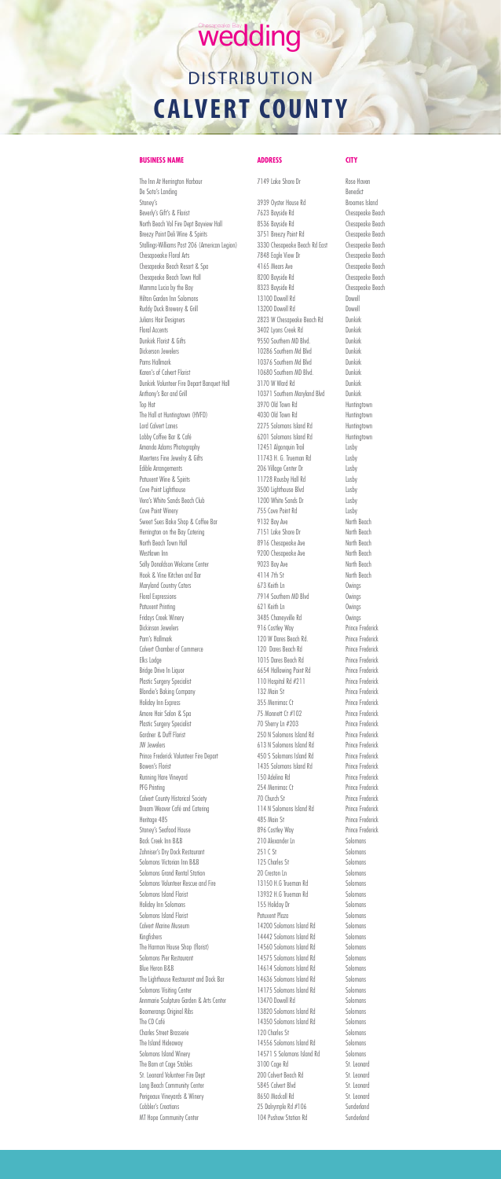# Chesapeake Bay wedding

# DISTRIBUTION
# CALVERT COUNTY

| BUSINESS NAME | ADDRESS | CITY |
|---|---|---|
| The Inn At Herrington Harbour | 7149 Lake Shore Dr | Rose Haven |
| De Soto's Landing | | Benedict |
| Stoney's | 3939 Oyster House Rd | Broomes Island |
| Beverly's Gift's & Florist | 7623 Bayside Rd | Chesapeake Beach |
| North Beach Vol Fire Dept Bayview Hall | 8536 Bayside Rd | Chesapeake Beach |
| Breezy Point Deli Wine & Spirits | 3751 Breezy Point Rd | Chesapeake Beach |
| Stallings-Williams Post 206 (American Legion) | 3330 Chesapeake Beach Rd East | Chesapeake Beach |
| Chesapeake Floral Arts | 7848 Eagle View Dr | Chesapeake Beach |
| Chesapeake Beach Resort & Spa | 4165 Mears Ave | Chesapeake Beach |
| Chesapeake Beach Town Hall | 8200 Bayside Rd | Chesapeake Beach |
| Mamma Lucia by the Bay | 8323 Bayside Rd | Chesapeake Beach |
| Hilton Garden Inn Solomons | 13100 Dowell Rd | Dowell |
| Ruddy Duck Brewery & Grill | 13200 Dowell Rd | Dowell |
| Julians Hair Designers | 2823 W Chesapeake Beach Rd | Dunkirk |
| Floral Accents | 3402 Lyons Creek Rd | Dunkirk |
| Dunkirk Florist & Gifts | 9550 Southern MD Blvd. | Dunkirk |
| Dickerson Jewelers | 10286 Southern Md Blvd | Dunkirk |
| Pams Hallmark | 10376 Southern Md Blvd | Dunkirk |
| Karen's of Calvert Florist | 10680 Southern MD Blvd. | Dunkirk |
| Dunkirk Volunteer Fire Depart Banquet Hall | 3170 W Ward Rd | Dunkirk |
| Anthony's Bar and Grill | 10371 Southern Maryland Blvd | Dunkirk |
| Top Hat | 3970 Old Town Rd | Huntingtown |
| The Hall at Huntingtown (HVFD) | 4030 Old Town Rd | Huntingtown |
| Lord Calvert Lanes | 2275 Solomons Island Rd | Huntingtown |
| Lobby Coffee Bar & Café | 6201 Solomons Island Rd | Huntingtown |
| Amanda Adams Photography | 12451 Algonquin Trail | Lusby |
| Maertens Fine Jewelry & Gifts | 11743 H. G. Trueman Rd | Lusby |
| Edible Arrangements | 206 Village Center Dr | Lusby |
| Patuxent Wine & Spirits | 11728 Rousby Hall Rd | Lusby |
| Cove Point Lighthouse | 3500 Lighthouse Blvd | Lusby |
| Vera's White Sands Beach Club | 1200 White Sands Dr | Lusby |
| Cove Point Winery | 755 Cove Point Rd | Lusby |
| Sweet Sues Bake Shop & Coffee Bar | 9132 Bay Ave | North Beach |
| Herrington on the Bay Catering | 7151 Lake Shore Dr | North Beach |
| North Beach Town Hall | 8916 Chesapeake Ave | North Beach |
| Westlawn Inn | 9200 Chesapeake Ave | North Beach |
| Sally Donaldson Welcome Center | 9023 Bay Ave | North Beach |
| Hook & Vine Kitchen and Bar | 4114 7th St | North Beach |
| Maryland Country Caters | 673 Keith Ln | Owings |
| Floral Expressions | 7914 Southern MD Blvd | Owings |
| Patuxent Printing | 621 Keith Ln | Owings |
| Fridays Creek Winery | 3485 Chaneyville Rd | Owings |
| Dickinson Jewelers | 916 Costley Way | Prince Frederick |
| Pam's Hallmark | 120 W Dares Beach Rd. | Prince Frederick |
| Calvert Chamber of Commerce | 120 Dares Beach Rd | Prince Frederick |
| Elks Lodge | 1015 Dares Beach Rd | Prince Frederick |
| Bridge Drive In Liquor | 6654 Hallowing Point Rd | Prince Frederick |
| Plastic Surgery Specialist | 110 Hospital Rd #211 | Prince Frederick |
| Blondie's Baking Company | 132 Main St | Prince Frederick |
| Holiday Inn Express | 355 Merrimac Ct | Prince Frederick |
| Amore Hair Salon & Spa | 75 Monnett Ct #102 | Prince Frederick |
| Plastic Surgery Specialist | 70 Sherry Ln #203 | Prince Frederick |
| Gardner & Duff Florist | 250 N Solomons Island Rd | Prince Frederick |
| JW Jewelers | 613 N Solomons Island Rd | Prince Frederick |
| Prince Frederick Volunteer Fire Depart | 450 S Solomons Island Rd | Prince Frederick |
| Bowen's Florist | 1435 Solomons Island Rd | Prince Frederick |
| Running Hare Vineyard | 150 Adelina Rd | Prince Frederick |
| PFG Printing | 254 Merrimac Ct | Prince Frederick |
| Calvert County Historical Society | 70 Church St | Prince Frederick |
| Dream Weaver Café and Catering | 114 N Solomons Island Rd | Prince Frederick |
| Heritage 485 | 485 Main St | Prince Frederick |
| Stoney's Seafood House | 896 Costley Way | Prince Frederick |
| Back Creek Inn B&B | 210 Alexander Ln | Solomons |
| Zahniser's Dry Dock Restaurant | 251 C St | Solomons |
| Solomons Victorian Inn B&B | 125 Charles St | Solomons |
| Solomons Grand Rental Station | 20 Creston Ln | Solomons |
| Solomons Volunteer Rescue and Fire | 13150 H.G Trueman Rd | Solomons |
| Solomons Island Florist | 13932 H.G Trueman Rd | Solomons |
| Holiday Inn Solomons | 155 Holiday Dr | Solomons |
| Solomons Island Florist | Patuxent Plaza | Solomons |
| Calvert Marine Museum | 14200 Solomons Island Rd | Solomons |
| Kingfishers | 14442 Solomons Island Rd | Solomons |
| The Harmon House Shop (florist) | 14560 Solomons Island Rd | Solomons |
| Solomons Pier Restaurant | 14575 Solomons Island Rd | Solomons |
| Blue Heron B&B | 14614 Solomons Island Rd | Solomons |
| The Lighthouse Restaurant and Dock Bar | 14636 Solomons Island Rd | Solomons |
| Solomons Visiting Center | 14175 Solomons Island Rd | Solomons |
| Annmarie Sculpture Garden & Arts Center | 13470 Dowell Rd | Solomons |
| Boomerangs Original Ribs | 13820 Solomons Island Rd | Solomons |
| The CD Café | 14350 Solomons Island Rd | Solomons |
| Charles Street Brasserie | 120 Charles St | Solomons |
| The Island Hideaway | 14556 Solomons Island Rd | Solomons |
| Solomons Island Winery | 14571 S Solomons Island Rd | Solomons |
| The Barn at Cage Stables | 3100 Cage Rd | St. Leonard |
| St. Leonard Volunteer Fire Dept | 200 Calvert Beach Rd | St. Leonard |
| Long Beach Community Center | 5845 Calvert Blvd | St. Leonard |
| Perigeaux Vineyards & Winery | 8650 Mackall Rd | St. Leonard |
| Cobbler's Creations | 25 Dalrymple Rd #106 | Sunderland |
| MT Hope Community Center | 104 Pushaw Station Rd | Sunderland |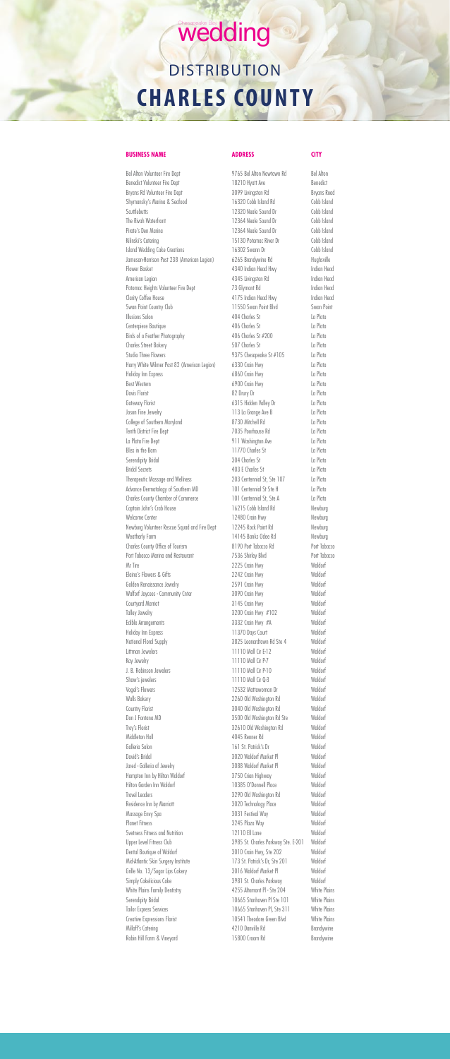Chesapeake Bay **wedding**

# DISTRIBUTION
# CHARLES COUNTY

| BUSINESS NAME | ADDRESS | CITY |
|---|---|---|
| Bel Alton Volunteer Fire Dept | 9765 Bel Alton Newtown Rd | Bel Alton |
| Benedict Volunteer Fire Dept | 18210 Hyatt Ave | Benedict |
| Bryans Rd Volunteer Fire Dept | 3099 Livingston Rd | Bryans Road |
| Shymansky's Marina & Seafood | 16320 Cobb Island Rd | Cobb Island |
| Scuttlebutts | 12320 Neale Sound Dr | Cobb Island |
| The Rivah Waterfront | 12364 Neale Sound Dr | Cobb Island |
| Pirate's Den Marina | 12364 Neale Sound Dr | Cobb Island |
| Kilinski's Catering | 15130 Potomac River Dr | Cobb Island |
| Island Wedding Cake Creations | 16302 Swann Dr | Cobb Island |
| Jameson-Harrison Post 238 (American Legion) | 6265 Brandywine Rd | Hughesville |
| Flower Basket | 4340 Indian Head Hwy | Indian Head |
| American Legion | 4345 Livingston Rd | Indian Head |
| Potomac Heights Volunteer Fire Dept | 73 Glymont Rd | Indian Head |
| Clarity Coffee House | 4175 Indian Head Hwy | Indian Head |
| Swan Point Country Club | 11550 Swan Point Blvd | Swan Point |
| Illusions Salon | 404 Charles St | La Plata |
| Centerpiece Boutique | 406 Charles St | La Plata |
| Birds of a Feather Photography | 406 Charles St #200 | La Plata |
| Charles Street Bakery | 507 Charles St | La Plata |
| Studio Three Flowers | 9375 Chesapeake St #105 | La Plata |
| Harry White Wilmer Post 82 (American Legion) | 6330 Crain Hwy | La Plata |
| Holiday Inn Express | 6860 Crain Hwy | La Plata |
| Best Western | 6900 Crain Hwy | La Plata |
| Davis Florist | 82 Drury Dr | La Plata |
| Gateway Florist | 6315 Hidden Valley Dr | La Plata |
| Jason Fine Jewelry | 113 La Grange Ave B | La Plata |
| College of Southern Maryland | 8730 Mitchell Rd | La Plata |
| Tenth District Fire Dept | 7035 Poorhouse Rd | La Plata |
| La Plata Fire Dept | 911 Washington Ave | La Plata |
| Bliss in the Barn | 11770 Charles St | La Plata |
| Serendipity Bridal | 304 Charles St | La Plata |
| Bridal Secrets | 403 E Charles St | La Plata |
| Therapeutic Massage and Wellness | 203 Centennial St, Ste 107 | La Plata |
| Advance Dermatology of Southern MD | 101 Centennial St Ste H | La Plata |
| Charles County Chamber of Commerce | 101 Centennial St, Ste A | La Plata |
| Captain John's Crab House | 16215 Cobb Island Rd | Newburg |
| Welcome Center | 12480 Crain Hwy | Newburg |
| Newburg Volunteer Rescue Squad and Fire Dept | 12245 Rock Point Rd | Newburg |
| Weatherly Farm | 14145 Banks Odee Rd | Newburg |
| Charles County Office of Tourism | 8190 Port Tobacco Rd | Port Tobacco |
| Port Tobacco Marina and Restaurant | 7536 Shirley Blvd | Port Tobacco |
| Mr Tire | 2225 Crain Hwy | Waldorf |
| Elaine's Flowers & Gifts | 2242 Crain Hwy | Waldorf |
| Golden Renaissance Jewelry | 2591 Crain Hwy | Waldorf |
| Walford Jaycees - Community Cnter | 3090 Crain Hwy | Waldorf |
| Courtyard Marriot | 3145 Crain Hwy | Waldorf |
| Talley Jewelry | 3200 Crain Hwy #102 | Waldorf |
| Edible Arrangements | 3332 Crain Hwy #A | Waldorf |
| Holiday Inn Express | 11370 Days Court | Waldorf |
| National Floral Supply | 3825 Leonardtown Rd Ste 4 | Waldorf |
| Littman Jewelers | 11110 Mall Cir E-12 | Waldorf |
| Kay Jewelry | 11110 Mall Cir P-7 | Waldorf |
| J. B. Robinson Jewelers | 11110 Mall Cir P-10 | Waldorf |
| Shaw's jewelers | 11110 Mall Cir Q-3 | Waldorf |
| Vogel's Flowers | 12532 Mattawoman Dr | Waldorf |
| Walls Bakery | 2260 Old Washington Rd | Waldorf |
| Country Florist | 3040 Old Washington Rd | Waldorf |
| Don J Fontana MD | 3500 Old Washington Rd Ste | Waldorf |
| Troy's Florist | 32610 Old Washington Rd | Waldorf |
| Middleton Hall | 4045 Renner Rd | Waldorf |
| Galleria Salon | 161 St. Patrick's Dr | Waldorf |
| David's Bridal | 3020 Waldorf Market Pl | Waldorf |
| Jared - Galleria of Jewelry | 3088 Waldorf Market Pl | Waldorf |
| Hampton Inn by Hilton Waldorf | 3750 Crain Highway | Waldorf |
| Hilton Garden Inn Waldorf | 10385 O'Donnell Place | Waldorf |
| Travel Leaders | 3290 Old Washington Rd | Waldorf |
| Residence Inn by Marriott | 3020 Technology Place | Waldorf |
| Massage Envy Spa | 3031 Festival Way | Waldorf |
| Planet Fitness | 3245 Plaza Way | Waldorf |
| Svetness Fitness and Nutrition | 12110 Ell Lane | Waldorf |
| Upper Level Fitness Club | 3985 St. Charles Parkway Ste. E-201 | Waldorf |
| Dental Boutique of Waldorf | 3010 Crain Hwy, Ste 202 | Waldorf |
| Mid-Atlantic Skin Surgery Institute | 173 St. Patrick's Dr, Ste 201 | Waldorf |
| Grille No. 13/Sugar Lips Cakery | 3016 Waldorf Market Pl | Waldorf |
| Simply Cakelicious Cake | 3981 St. Charles Parkway | Waldorf |
| White Plains Family Dentistry | 4255 Altamont Pl - Ste 204 | White Plains |
| Serendipity Bridal | 10665 Stanhaven Pl Ste 101 | White Plains |
| Tailor Express Services | 10665 Stanhaven Pl, Ste 311 | White Plains |
| Creative Expressions Florist | 10541 Theodore Green Blvd | White Plains |
| Milloff's Catering | 4210 Danville Rd | Brandywine |
| Robin Hill Farm & Vineyard | 15800 Croom Rd | Brandywine |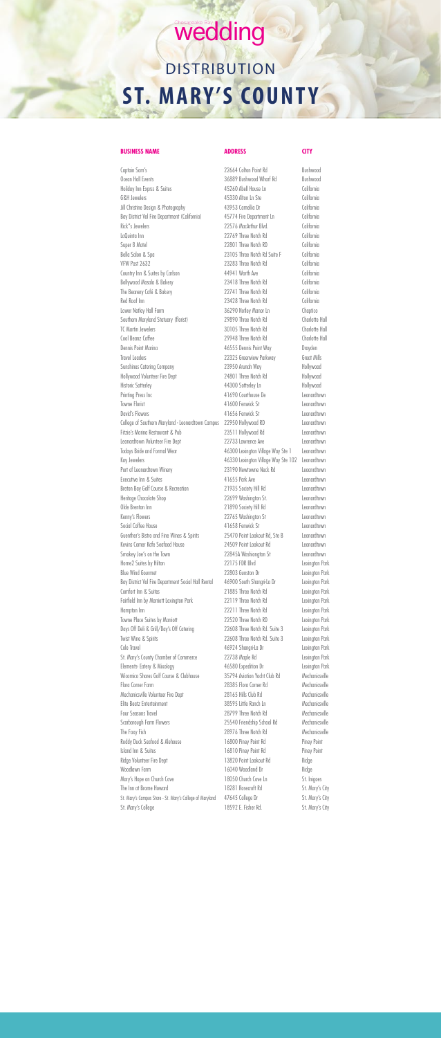# Chesapeake Bay wedding

## DISTRIBUTION
# ST. MARY'S COUNTY

| BUSINESS NAME | ADDRESS | CITY |
|---|---|---|
| Captain Sam's | 22664 Colton Point Rd | Bushwood |
| Ocean Hall Events | 36889 Bushwood Wharf Rd | Bushwood |
| Holiday Inn Expres & Suites | 45260 Abell House Ln | California |
| G&H Jewelers | 45330 Alton Ln Ste | California |
| Jill Christine Design & Photography | 43953 Camellia Dr | California |
| Bay District Vol Fire Department (California) | 45774 Fire Department Ln | California |
| Rick"s Jewelers | 22576 MacArthur Blvd. | California |
| LaQuinta Inn | 22769 Three Notch Rd | California |
| Super 8 Motel | 22801 Three Notch RD | California |
| Bella Salon & Spa | 23105 Three Notch Rd Suite F | California |
| VFW Post 2632 | 23283 Three Notch Rd | California |
| Country Inn & Suites by Carlson | 44941 Worth Ave | California |
| Bollywood Masala & Bakery | 23418 Three Notch Rd | California |
| The Beanery Café & Bakery | 22741 Three Notch Rd | California |
| Red Roof Inn | 23428 Three Notch Rd | California |
| Lower Notley Hall Farm | 36290 Notley Manor Ln | Chaptico |
| Southern Maryland Statuary (florist) | 29890 Three Notch Rd | Charlotte Hall |
| TC Martin Jewelers | 30105 Three Notch Rd | Charlotte Hall |
| Cool Beanz Coffee | 29948 Three Notch Rd. | Charlotte Hall |
| Dennis Point Marina | 46555 Dennis Point Way | Drayden |
| Travel Leaders | 22325 Greenview Parkway | Great Mills |
| Sunshines Catering Company | 23950 Aranah Way | Hollywood |
| Hollywood Volunteer Fire Dept | 24801 Three Notch Rd | Hollywood |
| Historic Sotterley | 44300 Sotterley Ln | Hollywood |
| Printing Press Inc | 41690 Courthouse Dr | Leonardtown |
| Towne Florist | 41600 Fenwick St | Leonardtown |
| David's Flowers | 41656 Fenwick St | Leonardtown |
| College of Southern Maryland - Leonardtown Campus | 22950 Hollywood RD | Leonardtown |
| Fitzie's Marina Restaurant & Pub | 23511 Hollywood Rd | Leonardtown |
| Leonardtown Volunteer Fire Dept | 22733 Lawrence Ave | Leonardtown |
| Todays Bride and Formal Wear | 46300 Lexington Village Way Ste 1 | Leonardtown |
| Kay Jewelers | 46330 Lexington Village Way Ste 102 | Leonardtown |
| Port of Leonardtown Winery | 23190 Newtowne Neck Rd | Leonardtown |
| Executive Inn & Suites | 41655 Park Ave | Leonardtown |
| Breton Bay Golf Course & Recreation | 21935 Society Hill Rd | Leonardtown |
| Heritage Chocolate Shop | 22699 Washington St | Leonardtown |
| Olde Brenton Inn | 21890 Society Hill Rd | Leonardtown |
| Kenny's Flowers | 22765 Washington St | Leonardtown |
| Social Coffee House | 41658 Fenwick St | Leonardtown |
| Guenther's Bistro and Fine Wines & Spirits | 25470 Point Lookout Rd, Ste B | Leonardtown |
| Kevins Corner Kafe Seafood House | 24509 Point Lookout Rd | Leonardtown |
| Smokey Joe's on the Town | 22845A Washington St | Leonardtown |
| Home2 Suites by Hilton | 22175 FDR Blvd | Lexington Park |
| Blue Wind Gourmet | 22803 Gunston Dr | Lexington Park |
| Bay District Vol Fire Department Social Hall Rental | 46900 South Shangri-La Dr | Lexington Park |
| Comfort Inn & Suites | 21885 Three Notch Rd | Lexington Park |
| Fairfield Inn by Marriott Lexington Park | 22119 Three Notch Rd | Lexington Park |
| Hampton Inn | 22211 Three Notch Rd | Lexington Park |
| Towne Place Suites by Marriott | 22520 Three Notch RD | Lexington Park |
| Days Off Deli & Grill/Day's Off Catering | 22608 Three Notch Rd. Suite 3 | Lexington Park |
| Twist Wine & Spirits | 22608 Three Notch Rd. Suite 3 | Lexington Park |
| Cole Travel | 46924 Shangri-La Dr | Lexington Park |
| St. Mary's County Chamber of Commerce | 22738 Maple Rd | Lexington Park |
| Elements- Eatery & Mixology | 46580 Expedition Dr | Lexington Park |
| Wicomico Shores Golf Course & Clubhouse | 35794 Aviation Yacht Club Rd | Mechanicsville |
| Flora Corner Farm | 28385 Flora Corner Rd | Mechanicsville |
| Mechanicsville Volunteer Fire Dept | 28165 Hills Club Rd | Mechanicsville |
| Elite Beatz Entertainment | 38595 Little Ranch Ln | Mechanicsville |
| Four Seasons Travel | 28799 Three Notch Rd | Mechanicsville |
| Scarborough Farm Flowers | 25540 Friendship School Rd | Mechanicsville |
| The Foxy Fish | 28976 Three Notch Rd | Mechanicsville |
| Ruddy Duck Seafood & Alehouse | 16800 Piney Point Rd | Piney Point |
| Island Inn & Suites | 16810 Piney Point Rd | Piney Point |
| Ridge Volunteer Fire Dept | 13820 Point Lookout Rd | Ridge |
| Woodlawn Farm | 16040 Woodland Dr | Ridge |
| Mary's Hope on Church Cove | 18050 Church Cove Ln | St. Inigoes |
| The Inn at Brome Howard | 18281 Rosecroft Rd | St. Mary's City |
| St. Mary's Campus Store - St. Mary's College of Maryland | 47645 College Dr | St. Mary's City |
| St. Mary's College | 18592 E. Fisher Rd. | St. Mary's City |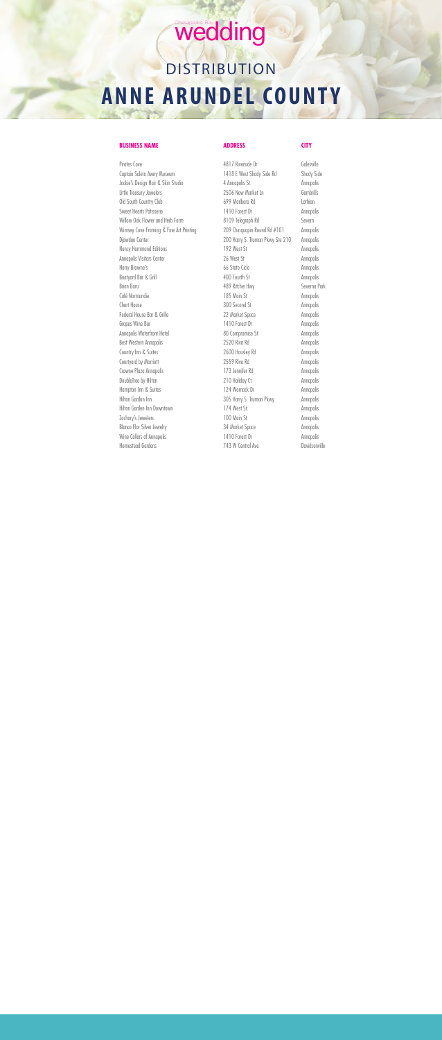Chesapeake Bay **wedding**

# DISTRIBUTION
# ANNE ARUNDEL COUNTY

| BUSINESS NAME | ADDRESS | CITY |
|---|---|---|
| Pirates Cove | 4817 Riverside Dr | Galesville |
| Captain Salem Avery Museum | 1418 E West Shady Side Rd | Shady Side |
| Jackie's Design Hair & Skin Studio | 4 Annapolis St | Annapolis |
| Little Treasury Jewelers | 2506 New Market Ln | Gambrills |
| Old South Country Club | 699 Marlboro Rd | Lothian |
| Sweet Hearts Patisserie | 1410 Forest Dr | Annapolis |
| Willow Oak Flower and Herb Farm | 8109 Telegraph Rd | Severn |
| Wimsey Cove Framing & Fine Art Printing | 209 Chinquapin Round Rd #101 | Annapolis |
| Djawdan Center | 200 Harry S. Truman Pkwy Ste 210 | Annapolis |
| Nancy Hammond Editions | 192 West St | Annapolis |
| Annapolis Visitors Center | 26 West St | Annapolis |
| Harry Browne's | 66 State Cicle | Annapolis |
| Boatyard Bar & Grill | 400 Fourth St | Annapolis |
| Brian Boru | 489 Ritchie Hwy | Severna Park |
| Café Normandie | 185 Main St | Annapolis |
| Chart House | 300 Second St | Annapolis |
| Federal House Bar & Grille | 22 Market Space | Annapolis |
| Grapes Wine Bar | 1410 Forest Dr | Annapolis |
| Annapolis Waterfront Hotel | 80 Compromise St | Annapolis |
| Best Western Annapolis | 2520 Riva Rd | Annapolis |
| Country Inn & Suites | 2600 Housley Rd | Annapolis |
| Courtyard by Marriott | 2559 Riva Rd | Annapolis |
| Crowne Plaza Annapolis | 173 Jennifer Rd | Annapolis |
| DoubleTree by Hilton | 210 Holiday Ct | Annapolis |
| Hampton Inn & Suites | 124 Womack Dr | Annapolis |
| Hilton Garden Inn | 305 Harry S. Truman Pkwy | Annapolis |
| Hilton Garden Inn Downtown | 174 West St. | Annapolis |
| Zachary's Jewelers | 100 Main St | Annapolis |
| Blanca Flor Silver Jewelry | 34 Market Space | Annapolis |
| Wine Cellars of Annapolis | 1410 Forest Dr | Annapolis |
| Homestead Gardens | 743 W Central Ave | Davidsonville |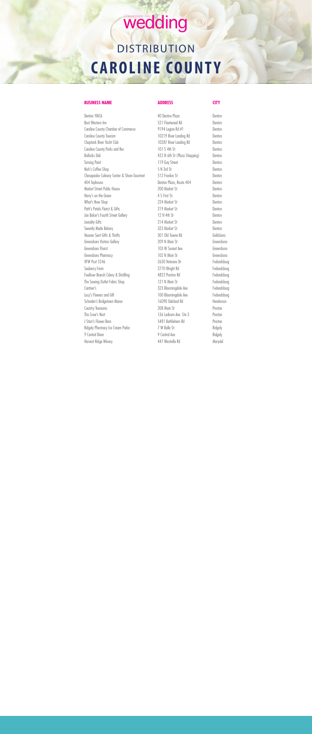# Chesapeake Bay wedding

## DISTRIBUTION

# CAROLINE COUNTY

| BUSINESS NAME | ADDRESS | CITY |
|---|---|---|
| Denton YMCA | 40 Denton Plaza | Denton |
| Best Western Inn | 521 Fleetwood Rd | Denton |
| Caroline County Chamber of Commerce | 9194 Legion Rd #1 | Denton |
| Caroline County Tourism | 10219 River Landing Rd | Denton |
| Choptank River Yacht Club | 10287 River Landing Rd | Denton |
| Caroline County Parks and Rec | 101 S 4th St | Denton |
| Bullocks Deli | 422 N 6th St (Plaza Shopping) | Denton |
| Turning Point | 119 Gay Street | Denton |
| Nich's Coffee Shop | 5 N 3rd St | Denton |
| Chesapeake Culinary Center & Shore Gourmet | 512 Frankin St | Denton |
| 404 Taphouse | Denton Plaza, Route 404 | Denton |
| Market Street Public House | 200 Market St | Denton |
| Harry's on the Green | 4 S First St. | Denton |
| What's New Shop | 224 Market St | Denton |
| Patti's Petals Florist & Gifts | 219 Market St | Denton |
| Jan Baker's Fourth Street Gallery | 12 N 4th St | Denton |
| Joviality Gifts | 214 Market St | Denton |
| Sweetly Made Bakery | 323 Market St | Denton |
| Heaven Sent Gifts & Thrifts | 301 Old Towne Rd | Goldsboro |
| Greensboro Visitors Gallery | 209 N Main St | Greensboro |
| Greensboro Florist | 103 W Sunset Ave | Greensboro |
| Greensboro Pharmacy | 102 N Main St | Greensboro |
| VFW Post 5246 | 2630 Veterans Dr | Federalsburg |
| Seaberry Farm | 2770 Wright Rd | Federalsburg |
| Faulkner Branch Cidery & Distilling | 4822 Preston Rd | Federalsburg |
| The Sewing Outlet Fabric Shop | 121 N Main St | Federalsburg |
| Cantner's | 323 Bloomingdale Ave | Federalsburg |
| Lucy's Flowers and Gift | 100 Bloomingdale Ave | Federalsburg |
| Schrader's Bridgetown Manor | 16090 Oakland Rd | Henderson |
| Country Treasures | 208 Main St | Preston |
| The Crow's Nest | 136 Ledrum Ave. Ste 3 | Preston |
| J Starr's Flower Barn | 5481 Bethlehem Rd | Preston |
| Ridgely Pharmacy Ice Cream Parlor | 7 W Belle St | Ridgely |
| 9 Central Diner | 9 Central Ave | Ridgely |
| Harvest Ridge Winery | 447 Westville Rd | Marydel |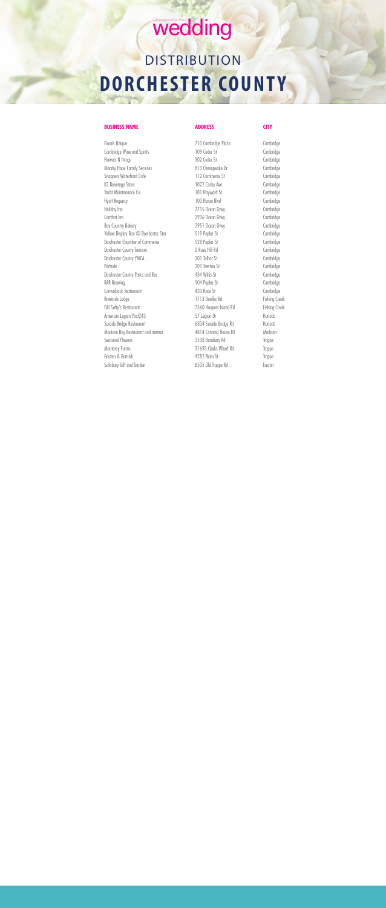# Chesapeake Bay wedding

## DISTRIBUTION
# DORCHESTER COUNTY

| BUSINESS NAME | ADDRESS | CITY |
| --- | --- | --- |
| Florals Unique | 710 Cambridge Plaza | Cambridge |
| Cambridge Wine and Spirits | 109 Cedar St | Cambridge |
| Flowers N things | 302 Cedar St | Cambridge |
| Marshy Hope Family Services | 813 Chesapeake Dr | Cambridge |
| Snappers Waterfront Café | 112 Commerce St | Cambridge |
| K2 Beverage Store | 1022 Cosby Ave | Cambridge |
| Yacht Maintenance Co | 101 Hayward St | Cambridge |
| Hyatt Regency | 100 Heron Blvd | Cambridge |
| Holiday Inn | 2715 Ocean Gtwy | Cambridge |
| Comfort Inn | 2936 Ocean Gtwy | Cambridge |
| Bay Country Bakery | 2951 Ocean Gtwy | Cambridge |
| Yellow Display Box @ Dorchester Star | 519 Poplar St | Cambridge |
| Dorchester Chamber of Commerce | 528 Poplar St | Cambridge |
| Dorchester County Tourism | 2 Rose Hill Rd | Cambridge |
| Dorchester County YMCA | 201 Talbot St | Cambridge |
| Portside | 201 Trenton St | Cambridge |
| Dorchester County Parks and Rec | 434 Willis St | Cambridge |
| RAR Brewing | 504 Poplar St | Cambridge |
| Canvasback Restaurant | 420 Race St | Cambridge |
| Riverside Lodge | 1713 Doeller Rd | Fishing Creek |
| Old Salty's Restaurant | 2560 Hoopers Island Rd | Fishing Creek |
| American Legion Post243 | 57 Legion Dr | Hurlock |
| Suicide Bridge Restaurant | 6304 Suicide Bridge Rd | Hurlock |
| Madison Bay Restaurant and marina | 4814 Canning House Rd | Madison |
| Seasonal Flowers | 3538 Bambury Rd | Trappe |
| Monteray Farms | 31693 Clarks Wharf Rd | Trappe |
| Garden & Garnish | 4282 Main St | Trappe |
| Salisbury Gift and Garden | 6505 Old Trappe Rd | Easton |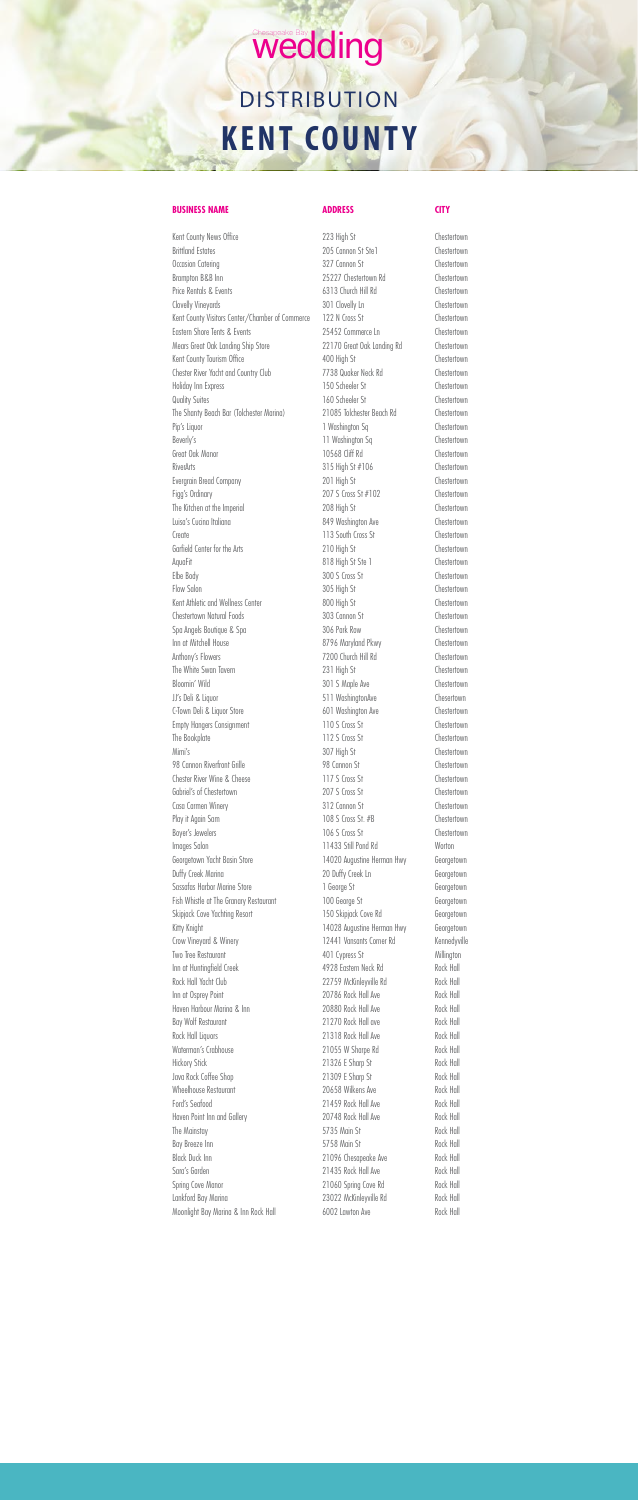# Chesapeake Bay wedding

# DISTRIBUTION
# KENT COUNTY

| BUSINESS NAME | ADDRESS | CITY |
|---|---|---|
| Kent County News Office | 223 High St | Chestertown |
| Brittland Estates | 205 Cannon St Ste1 | Chestertown |
| Occasion Catering | 327 Cannon St | Chestertown |
| Brampton B&B Inn | 25227 Chestertown Rd | Chestertown |
| Price Rentals & Events | 6313 Church Hill Rd | Chestertown |
| Clovelly Vineyards | 301 Clovelly Ln | Chestertown |
| Kent County Visitors Center/Chamber of Commerce | 122 N Cross St | Chestertown |
| Eastern Shore Tents & Events | 25452 Commerce Ln | Chestertown |
| Mears Great Oak Landing Ship Store | 22170 Great Oak Landing Rd | Chestertown |
| Kent County Tourism Office | 400 High St | Chestertown |
| Chester River Yacht and Country Club | 7738 Quaker Neck Rd | Chestertown |
| Holiday Inn Express | 150 Scheeler St | Chestertown |
| Quality Suites | 160 Scheeler St | Chestertown |
| The Shanty Beach Bar (Tolchester Marina) | 21085 Tolchester Beach Rd | Chestertown |
| Pip's Liquor | 1 Washington Sq | Chestertown |
| Beverly's | 11 Washington Sq | Chestertown |
| Great Oak Manor | 10568 Cliff Rd | Chestertown |
| RiverArts | 315 High St #106 | Chestertown |
| Evergrain Bread Company | 201 High St | Chestertown |
| Figg's Ordinary | 207 S Cross St #102 | Chestertown |
| The Kitchen at the Imperial | 208 High St | Chestertown |
| Luisa's Cucina Italiana | 849 Washington Ave | Chestertown |
| Create | 113 South Cross St | Chestertown |
| Garfield Center for the Arts | 210 High St | Chestertown |
| AquaFit | 818 High St Ste 1 | Chestertown |
| Elbe Body | 300 S Cross St | Chestertown |
| Flow Salon | 305 High St | Chestertown |
| Kent Athletic and Wellness Center | 800 High St | Chestertown |
| Chestertown Natural Foods | 303 Cannon St | Chestertown |
| Spa Angels Boutique & Spa | 306 Park Row | Chestertown |
| Inn at Mitchell House | 8796 Maryland Pkwy | Chestertown |
| Anthony's Flowers | 7200 Church Hill Rd | Chestertown |
| The White Swan Tavern | 231 High St | Chestertown |
| Bloomin' Wild | 301 S Maple Ave | Chestertown |
| JJ's Deli & Liquor | 511 WashingtonAve | Chesertown |
| C-Town Deli & Liquor Store | 601 Washington Ave | Chestertown |
| Empty Hangers Consignment | 110 S Cross St | Chestertown |
| The Bookplate | 112 S Cross St | Chestertown |
| Mimi's | 307 High St | Chestertown |
| 98 Cannon Riverfront Grille | 98 Cannon St | Chestertown |
| Chester River Wine & Cheese | 117 S Cross St | Chestertown |
| Gabriel's of Chestertown | 207 S Cross St | Chestertown |
| Casa Carmen Winery | 312 Cannon St | Chestertown |
| Play it Again Sam | 108 S Cross St. #B | Chestertown |
| Boyer's Jewelers | 106 S Cross St | Chestertown |
| Images Salon | 11433 Still Pond Rd | Worton |
| Georgetown Yacht Basin Store | 14020 Augustine Herman Hwy | Georgetown |
| Duffy Creek Marina | 20 Duffy Creek Ln | Georgetown |
| Sassafras Harbor Marine Store | 1 George St | Georgetown |
| Fish Whistle at The Granary Restaurant | 100 George St | Georgetown |
| Skipjack Cove Yachting Resort | 150 Skipjack Cove Rd | Georgetown |
| Kitty Knight | 14028 Augustine Herman Hwy | Georgetown |
| Crow Vineyard & Winery | 12441 Vansants Corner Rd | Kennedyville |
| Two Tree Restaurant | 401 Cypress St | Millington |
| Inn at Huntingfield Creek | 4928 Eastern Neck Rd | Rock Hall |
| Rock Hall Yacht Club | 22759 McKinleyville Rd | Rock Hall |
| Inn at Osprey Point | 20786 Rock Hall Ave | Rock Hall |
| Haven Harbour Marina & Inn | 20880 Rock Hall Ave | Rock Hall |
| Bay Wolf Restaurant | 21270 Rock Hall ave | Rock Hall |
| Rock Hall Liquors | 21318 Rock Hall Ave | Rock Hall |
| Waterman's Crabhouse | 21055 W Sharpe Rd | Rock Hall |
| Hickory Stick | 21326 E Sharp St | Rock Hall |
| Java Rock Coffee Shop | 21309 E Sharp St | Rock Hall |
| Wheelhouse Restaurant | 20658 Wilkens Ave | Rock Hall |
| Ford's Seafood | 21459 Rock Hall Ave | Rock Hall |
| Haven Point Inn and Gallery | 20748 Rock Hall Ave | Rock Hall |
| The Mainstay | 5735 Main St | Rock Hall |
| Bay Breeze Inn | 5758 Main St | Rock Hall |
| Black Duck Inn | 21096 Chesapeake Ave | Rock Hall |
| Sona's Garden | 21435 Rock Hall Ave | Rock Hall |
| Spring Cove Manor | 21060 Spring Cove Rd | Rock Hall |
| Lankford Bay Marina | 23022 McKinleyville Rd | Rock Hall |
| Moonlight Bay Marina & Inn Rock Hall | 6002 Lawton Ave | Rock Hall |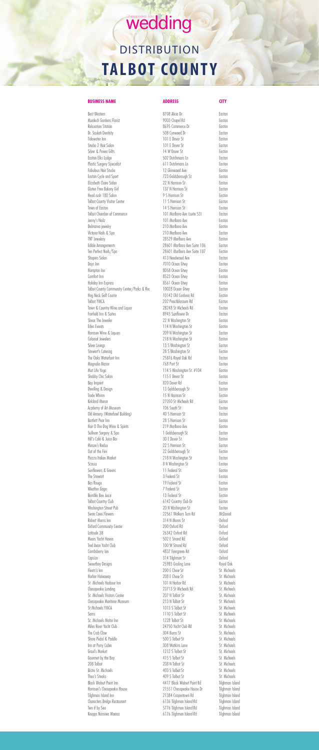# Chesapeake Bay wedding

## DISTRIBUTION
# TALBOT COUNTY

| BUSINESS NAME | ADDRESS | CITY |
| --- | --- | --- |
| Best Western | 8708 Alicia Dr | Easton |
| Murdoch Gardens Florist | 9003 Chapel Rd | Easton |
| Relaxation Station | 8695 Commerce Dr | Easton |
| Dr. Soulati Dentistry | 508 Cynwood Dr | Easton |
| Tidewater Inn | 101 E Dover St | Easton |
| Studio 2 Hair Salon | 101 E Dover St | Easton |
| Silver & Pewer Gifts | 14 W Dover St | Easton |
| Easton Elks Lodge | 502 Dutchmans Ln | Easton |
| Plastic Surgery Specialist | 611 Dutchmans Ln | Easton |
| Fabulous Hair Studio | 12 Glenwood Ave | Easton |
| Easton Cycle and Sport | 723 Goldsborough St | Easton |
| Elizabeth Claire Salon | 22 N Harrison St | Easton |
| Gluten Free Bakery Girl | 137 N Harrison St | Easton |
| Head rush 180 Salon | 9 S Harrison St | Easton |
| Talbot County Visitor Center | 11 S Harrison St | Easton |
| Town of Easton | 14 S Harrison St | Easton |
| Talbot Chamber of Commerce | 101 Marlboro Ave (suite 53) | Easton |
| Jenny's Nailz | 101 Marlboro Ave | Easton |
| Delmarva jewelry | 210 Marlboro Ave | Easton |
| Victoria Nails & Spa | 210 Marlboro Ave | Easton |
| TNT Jewelery | 28529 Marlboro Ave | Easton |
| Edible Arrangements | 28601 Marlboro Ave Suite 106 | Easton |
| Ten Perfect Nails/Spa | 28601 Marlboro Ave Suite 107 | Easton |
| Shapers Salon | 413 Needwood Ave | Easton |
| Days Inn | 7010 Ocean Gtwy | Easton |
| Hampton Inn | 8058 Ocean Gtwy | Easton |
| Comfort Inn | 8523 Ocean Gtwy | Easton |
| Holiday Inn Express | 8561 Ocean Gtwy | Easton |
| Talbot County Community Center/Parks & Rec | 10028 Ocean Gtwy | Easton |
| Hog Neck Golf Course | 10142 Old Cordova Rd | Easton |
| Talbot YMCA | 202 Peachblossum Rd | Easton |
| Town & Country Wine and Liquor | 28248 St Michaels Rd | Easton |
| Fairfield Inn & Suites | 8945 Sunflower Dr | Easton |
| Shear The Jeweler | 22 N Washington St | Easton |
| Eden Events | 114 N Washington St | Easton |
| Harrison Wine & Liquors | 209 N Washington St | Easton |
| Colonial Jewelers | 218 N Washington St | Easton |
| Silver Linings | 13 S Washington St | Easton |
| Stewart's Catering | 28 S Washington St | Easton |
| The Oaks Waterfront Inn | 25876 Royal Oak Rd | Easton |
| Magnolia Manor | 768 Port St | Easton |
| Mat Life Yoga | 114 S Washington St. #104 | Easton |
| Shabby Chic Salon | 115 E Dover St | Easton |
| Bay Imprint | 820 Dover Rd | Easton |
| Dwelling & Design | 13 Goldsborough St | Easton |
| Trade Whims | 15 N Harrison St | Easton |
| Kirkland Manor | 27050 St Michaels Rd | Easton |
| Academy of Art Museum | 106 South St | Easton |
| Old Armory (Waterfowl Building) | 40 S Harrison St | Easton |
| Bartlett Pear Inn | 28 S Harrison St | Easton |
| Hair O The Dog Wine & Spirits | 219 Marlboro Ave | Easton |
| Sullivan Surgery & Spa | 1 Goldsborough St. | Easton |
| Hill's Café & Juice Bar | 30 E Dover St. | Easton |
| Mason's Redux | 22 S Harrison St. | Easton |
| Out of the Fire | 22 Goldsborough St. | Easton |
| Piazza Italian Market | 218 N Washington St | Easton |
| Scossa | 8 N Washington St | Easton |
| Sunflowers & Greens | 11 Federal St. | Easton |
| The Stewart | 3 Federal St | Easton |
| Bas Rouge | 19 Federal St | Easton |
| Weather Gage | 7 Federal St | Easton |
| Bumble Bee Juice | 13 Federal St | Easton |
| Talbot Country Club | 6142 Country Club Dr | Easton |
| Washington Street Pub | 20 N Washington St | Easton |
| Swan Cove Flowers | 22561 Walkers Turn Rd | McDaniel |
| Robert Morris Inn | 314 N Morris St | Oxford |
| Oxford Community Center | 200 Oxford Rd | Oxford |
| Latitude 38 | 26342 Oxford Rd | Oxford |
| Mears Yacht Haven | 502 E Strand Rd | Oxford |
| Tred Avon Yacht Club | 100 W Strand Rd | Oxford |
| Combsberry Inn | 4837 Evergreen Rd | Oxford |
| Capsize | 314 Tilghman St | Oxford |
| Sweetbay Designs | 25985 Gosling Lane | Royal Oak |
| Fleets's Inn | 200 E Chew St | St. Michaels |
| Harbor Hideaway | 208 E Chew St | St. Michaels |
| St. Michaels Harbour Inn | 101 N Harbor Rd | St. Michaels |
| Chesapeake Landing | 23713 St Michaels Rd | St. Michaels |
| St. Michaels Visitors Center | 207 N Talbot St | St. Michaels |
| Chesapeake Maritime Museum | 213 N Talbot St | St. Michaels |
| St Michaels YMCA | 1013 S Talbot St | St. Michaels |
| Sams | 1110 S Talbot St | St. Michaels |
| St. Michaels Motor Inn | 1228 Talbot St | St. Michaels |
| Miles River Yacht Club | 24750 Yacht Club Rd | St. Michaels |
| The Crab Claw | 304 Burns St | St. Michaels |
| Shore Pedal & Paddle | 500 S Talbot St | St. Michaels |
| Inn at Perry Cabin | 308 Watkins Lane | St. Michaels |
| Graul's Market | 1212 S Talbot St | St. Michaels |
| Gourmet by the Bay | 415 S Talbot St | St. Michaels |
| 208 Talbot | 208 N Talbot St | St. Michaels |
| Bistro St. Michaels | 403 S Talbot St | St. Michaels |
| Theo's Steaks | 409 S Talbot St | St. Michaels |
| Black Walnut Point Inn | 4417 Black Walnut Point Rd | Tilghman Island |
| Harrison's Chesapeake House | 21551 Chesapeake House Dr | Tilghman Island |
| Tilghman Island Inn | 21384 Coopertown Rd | Tilghman Island |
| Characters Bridge Restaurant | 6136 Tilghman Island Rd | Tilghman Island |
| Two if by Sea | 5776 Tilghman Island Rd | Tilghman Island |
| Knapps Narrows Marina | 6176 Tilghman Island Rd | Tilghman Island |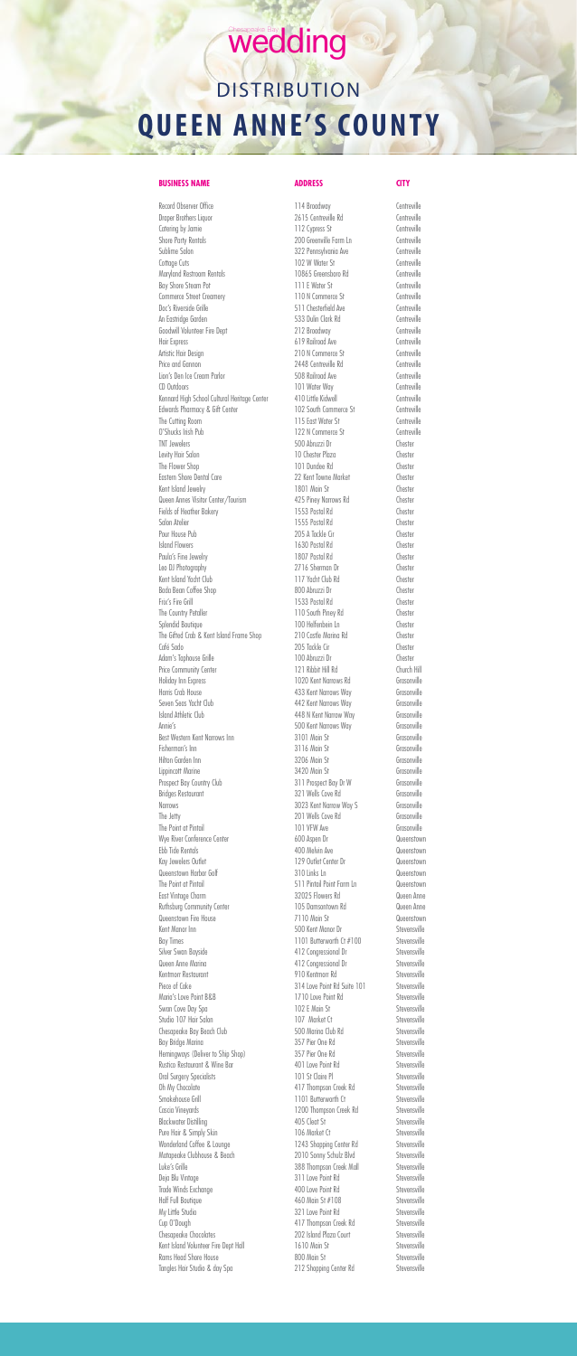Chesapeake Bay **wedding**

# DISTRIBUTION
# QUEEN ANNE'S COUNTY

| BUSINESS NAME | ADDRESS | CITY |
|---|---|---|
| Record Observer Office | 114 Broadway | Centreville |
| Draper Brothers Liquor | 2615 Centreville Rd | Centreville |
| Catering by Jamie | 112 Cypress St | Centreville |
| Shore Party Rentals | 200 Greenville Farm Ln | Centreville |
| Sublime Salon | 322 Pennsylvania Ave | Centreville |
| Cottage Cuts | 102 W Water St | Centreville |
| Maryland Restroom Rentals | 10865 Greensboro Rd | Centreville |
| Bay Shore Steam Pot | 111 E Water St | Centreville |
| Commerce Street Creamery | 110 N Commerce St | Centreville |
| Doc's Riverside Grille | 511 Chesterfield Ave | Centreville |
| An Eastridge Garden | 533 Dulin Clark Rd | Centreville |
| Goodwill Volunteer Fire Dept | 212 Broadway | Centreville |
| Hair Express | 619 Railroad Ave | Centreville |
| Artistic Hair Design | 210 N Commerce St | Centreville |
| Price and Gannon | 2448 Centreville Rd | Centreville |
| Lion's Den Ice Cream Parlor | 508 Railroad Ave | Centreville |
| CD Outdoors | 101 Water Way | Centreville |
| Kennard High School Cultural Heritage Center | 410 Little Kidwell | Centreville |
| Edwards Pharmacy & Gift Center | 102 South Commerce St | Centreville |
| The Cutting Room | 115 East Water St | Centreville |
| O'Shucks Irish Pub | 122 N Commerce St | Centreville |
| TNT Jewelers | 500 Abruzzi Dr | Chester |
| Levity Hair Salon | 10 Chester Plaza | Chester |
| The Flower Shop | 101 Dundee Rd | Chester |
| Eastern Shore Dental Care | 22 Kent Towne Market | Chester |
| Kent Island Jewelry | 1801 Main St | Chester |
| Queen Annes Visitor Center/Tourism | 425 Piney Narrows Rd | Chester |
| Fields of Heather Bakery | 1553 Postal Rd | Chester |
| Salon Atelier | 1555 Postal Rd | Chester |
| Pour House Pub | 205 A Tackle Cir | Chester |
| Island Flowers | 1630 Postal Rd | Chester |
| Paulo's Fine Jewelry | 1807 Postal Rd | Chester |
| Leo DJ Photography | 2716 Sherman Dr | Chester |
| Kent Island Yacht Club | 117 Yacht Club Rd | Chester |
| Bada Bean Coffee Shop | 800 Abruzzi Dr | Chester |
| Frix's Fire Grill | 1533 Postal Rd | Chester |
| The Country Petaller | 110 South Piney Rd | Chester |
| Splendid Boutique | 100 Helfenbein Ln | Chester |
| The Gifted Crab & Kent Island Frame Shop | 210 Castle Marina Rd | Chester |
| Café Sado | 205 Tackle Cir | Chester |
| Adam's Taphouse Grille | 100 Abruzzi Dr | Chester |
| Price Community Center | 121 Rabbit Hill Rd | Church Hill |
| Holiday Inn Express | 1020 Kent Narrows Rd | Grasonville |
| Harris Crab House | 433 Kent Narrows Way | Grasonville |
| Seven Seas Yacht Club | 442 Kent Narrows Way | Grasonville |
| Island Athletic Club | 448 N Kent Narrow Way | Grasonville |
| Annie's | 500 Kent Narrows Way | Grasonville |
| Best Western Kent Narrows Inn | 3101 Main St | Grasonville |
| Fisherman's Inn | 3116 Main St | Grasonville |
| Hilton Garden Inn | 3206 Main St | Grasonville |
| Lippincott Marine | 3420 Main St | Grasonville |
| Prospect Bay Country Club | 311 Prospect Bay Dr W | Grasonville |
| Bridges Restaurant | 321 Wells Cove Rd | Grasonville |
| Narrows | 3023 Kent Narrow Way S | Grasonville |
| The Jetty | 201 Wells Cove Rd | Grasonville |
| The Point at Pintail | 101 VFW Ave | Grasonville |
| Wye River Conference Center | 600 Aspen Dr | Queenstown |
| Ebb Tide Rentals | 400 Melvin Ave | Queenstown |
| Kay Jewelers Outlet | 129 Outlet Center Dr | Queenstown |
| Queenstown Harbor Golf | 310 Links Ln | Queenstown |
| The Point at Pintail | 511 Pintail Point Farm Ln | Queenstown |
| East Vintage Charm | 32025 Flowers Rd | Queen Anne |
| Ruthsburg Community Center | 105 Damsontown Rd | Queen Anne |
| Queenstown Fire House | 7110 Main St | Queenstown |
| Kent Manor Inn | 500 Kent Manor Dr | Stevensville |
| Bay Times | 1101 Butterworth Ct #100 | Stevensville |
| Silver Swan Bayside | 412 Congressional Dr | Stevensville |
| Queen Anne Marina | 412 Congressional Dr | Stevensville |
| Kentmorr Restaurant | 910 Kentmorr Rd | Stevensville |
| Piece of Cake | 314 Love Point Rd Suite 101 | Stevensville |
| Maria's Love Point B&B | 1710 Love Point Rd | Stevensville |
| Swan Cove Day Spa | 102 E Main St | Stevensville |
| Studio 107 Hair Salon | 107 Market Ct | Stevensville |
| Chesapeake Bay Beach Club | 500 Marina Club Rd | Stevensville |
| Bay Bridge Marina | 357 Pier One Rd | Stevensville |
| Hemingways (Deliver to Ship Shop) | 357 Pier One Rd | Stevensville |
| Rustico Restaurant & Wine Bar | 401 Love Point Rd | Stevensville |
| Oral Surgery Specialists | 101 St Claire Pl | Stevensville |
| Oh My Chocolate | 417 Thompson Creek Rd | Stevensville |
| Smokehouse Grill | 1101 Butterworth Ct | Stevensville |
| Cascia Vineyards | 1200 Thompson Creek Rd | Stevensville |
| Blackwater Distilling | 405 Cleat St | Stevensville |
| Pure Hair & Simply Skin | 106 Market Ct | Stevensville |
| Wonderland Coffee & Lounge | 1243 Shopping Center Rd | Stevensville |
| Matapeake Clubhouse & Beach | 2010 Sonny Schulz Blvd | Stevensville |
| Luke's Grille | 388 Thompson Creek Mall | Stevensville |
| Deja Blu Vintage | 311 Love Point Rd | Stevensville |
| Trade Winds Exchange | 400 Love Point Rd | Stevensville |
| Half Full Boutique | 460 Main St #108 | Stevensville |
| My Little Studio | 321 Love Point Rd | Stevensville |
| Cup O'Dough | 417 Thompson Creek Rd | Stevensville |
| Chesapeake Chocolates | 202 Island Plaza Court | Stevensville |
| Kent Island Volunteer Fire Dept Hall | 1610 Main St | Stevensville |
| Rams Head Shore House | 800 Main St | Stevensville |
| Tangles Hair Studio & day Spa | 212 Shopping Center Rd | Stevensville |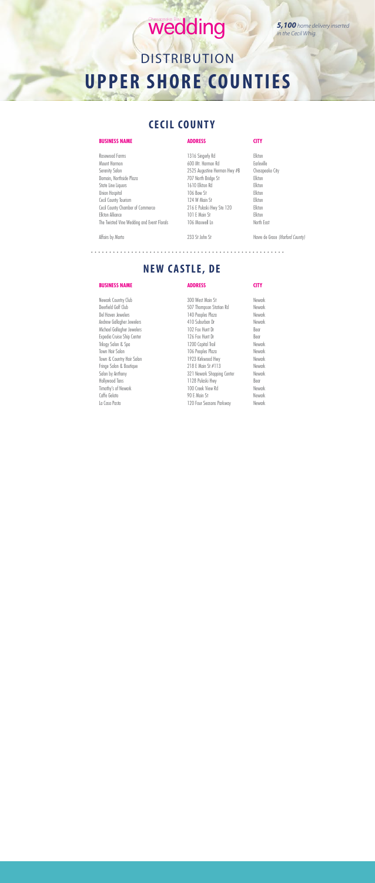Chesapeake Bay wedding

***5,100** home delivery inserted in the Cecil Whig.*

# DISTRIBUTION
# UPPER SHORE COUNTIES

## CECIL COUNTY

| BUSINESS NAME | ADDRESS | CITY |
| --- | --- | --- |
| Rosewood Farms | 1316 Singerly Rd | Elkton |
| Mount Harmon | 600 Mt. Harmon Rd | Earleville |
| Serenity Salon | 2525 Augustine Herman Hwy #B | Chesapeake City |
| Domain, Northside Plaza | 707 North Bridge St | Elkton |
| State Line Liquors | 1610 Elkton Rd | Elkton |
| Union Hospital | 106 Bow St | Elkton |
| Cecil County Tourism | 124 W Main St | Elkton |
| Cecil County Chamber of Commerce | 216 E Pulaski Hwy Ste 120 | Elkton |
| Elkton Alliance | 101 E Main St | Elkton |
| The Twisted Vine Wedding and Event Florals | 106 Maxwell Ln | North East |
| Affairs by Marta | 233 St John St | Havre de Grace *(Harford County)* |

## NEW CASTLE, DE

| BUSINESS NAME | ADDRESS | CITY |
| --- | --- | --- |
| Newark Country Club | 300 West Main St | Newark |
| Deerfield Golf Club | 507 Thompson Station Rd | Newark |
| Del Haven Jewelers | 140 Peoples Plaza | Newark |
| Andrew Gallagher Jewelers | 410 Suburban Dr | Newark |
| Michael Gallagher Jewelers | 102 Fox Hunt Dr | Bear |
| Expedia Cruise Ship Center | 126 Fox Hunt Dr | Bear |
| Trilogy Salon & Spa | 1200 Capitol Trail | Newark |
| Town Hair Salon | 106 Peoples Plaza | Newark |
| Town & Country Hair Salon | 1923 Kirkwood Hwy | Newark |
| Fringe Salon & Boutique | 218 E Main St #113 | Newark |
| Salon by Anthony | 321 Newark Shopping Center | Newark |
| Hollywood Tans | 1128 Pulaski Hwy | Bear |
| Timothy's of Newark | 100 Creek View Rd | Newark |
| Caffe Gelato | 90 E Main St | Newark |
| La Casa Pasta | 120 Four Seasons Parkway | Newark |